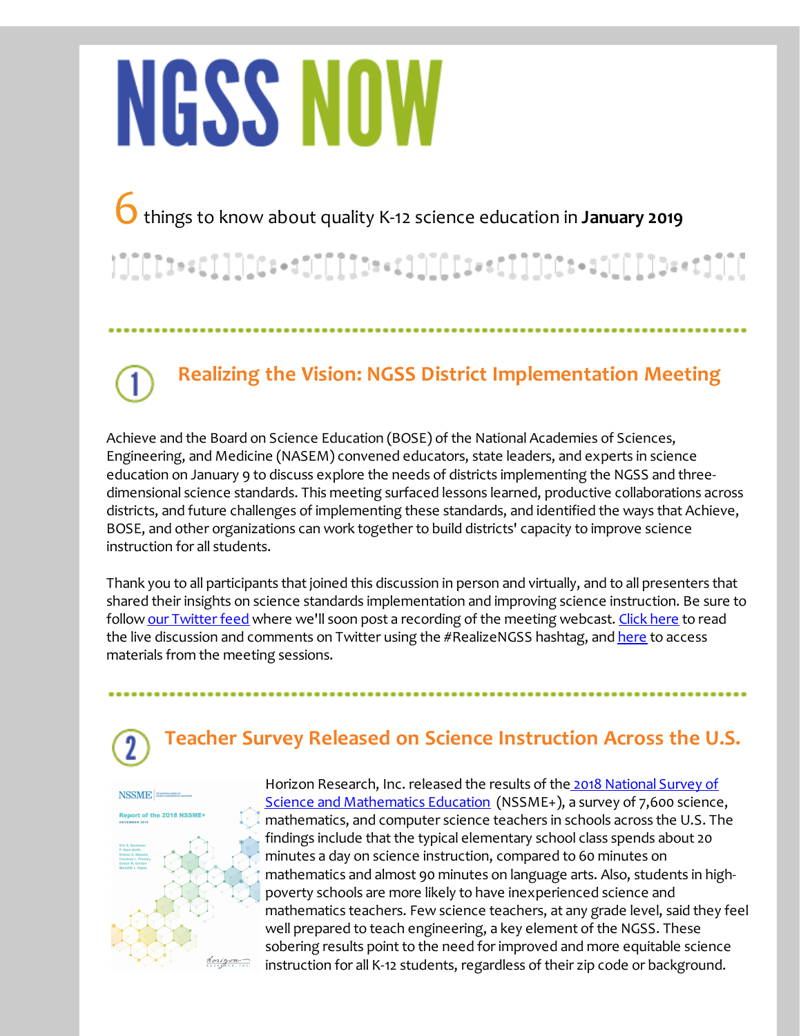# NGSS NOW

## 6 things to know about quality K-12 science education in **January 2019**

### 1 Realizing the Vision: NGSS District Implementation Meeting

Achieve and the Board on Science Education (BOSE) of the National Academies of Sciences, Engineering, and Medicine (NASEM) convened educators, state leaders, and experts in science education on January 9 to discuss explore the needs of districts implementing the NGSS and three-dimensional science standards. This meeting surfaced lessons learned, productive collaborations across districts, and future challenges of implementing these standards, and identified the ways that Achieve, BOSE, and other organizations can work together to build districts' capacity to improve science instruction for all students.

Thank you to all participants that joined this discussion in person and virtually, and to all presenters that shared their insights on science standards implementation and improving science instruction. Be sure to follow our Twitter feed where we'll soon post a recording of the meeting webcast. Click here to read the live discussion and comments on Twitter using the #RealizeNGSS hashtag, and here to access materials from the meeting sessions.

### 2 Teacher Survey Released on Science Instruction Across the U.S.

Horizon Research, Inc. released the results of the 2018 National Survey of Science and Mathematics Education (NSSME+), a survey of 7,600 science, mathematics, and computer science teachers in schools across the U.S. The findings include that the typical elementary school class spends about 20 minutes a day on science instruction, compared to 60 minutes on mathematics and almost 90 minutes on language arts. Also, students in high-poverty schools are more likely to have inexperienced science and mathematics teachers. Few science teachers, at any grade level, said they feel well prepared to teach engineering, a key element of the NGSS. These sobering results point to the need for improved and more equitable science instruction for all K-12 students, regardless of their zip code or background.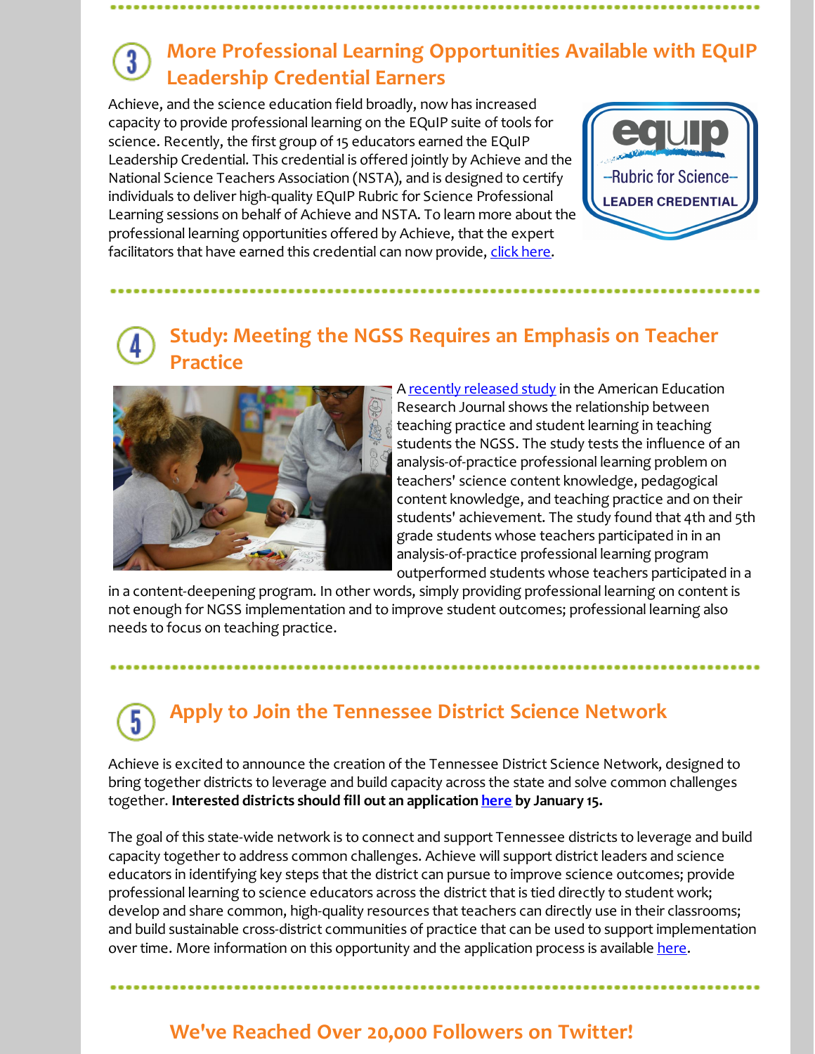## 3 More Professional Learning Opportunities Available with EQuIP Leadership Credential Earners

Achieve, and the science education field broadly, now has increased capacity to provide professional learning on the EQuIP suite of tools for science. Recently, the first group of 15 educators earned the EQuIP Leadership Credential. This credential is offered jointly by Achieve and the National Science Teachers Association (NSTA), and is designed to certify individuals to deliver high-quality EQuIP Rubric for Science Professional Learning sessions on behalf of Achieve and NSTA. To learn more about the professional learning opportunities offered by Achieve, that the expert facilitators that have earned this credential can now provide, click here.

## 4 Study: Meeting the NGSS Requires an Emphasis on Teacher Practice

A recently released study in the American Education Research Journal shows the relationship between teaching practice and student learning in teaching students the NGSS. The study tests the influence of an analysis-of-practice professional learning problem on teachers' science content knowledge, pedagogical content knowledge, and teaching practice and on their students' achievement. The study found that 4th and 5th grade students whose teachers participated in in an analysis-of-practice professional learning program outperformed students whose teachers participated in a in a content-deepening program. In other words, simply providing professional learning on content is not enough for NGSS implementation and to improve student outcomes; professional learning also needs to focus on teaching practice.

## 5 Apply to Join the Tennessee District Science Network

Achieve is excited to announce the creation of the Tennessee District Science Network, designed to bring together districts to leverage and build capacity across the state and solve common challenges together. **Interested districts should fill out an application here by January 15.**

The goal of this state-wide network is to connect and support Tennessee districts to leverage and build capacity together to address common challenges. Achieve will support district leaders and science educators in identifying key steps that the district can pursue to improve science outcomes; provide professional learning to science educators across the district that is tied directly to student work; develop and share common, high-quality resources that teachers can directly use in their classrooms; and build sustainable cross-district communities of practice that can be used to support implementation over time. More information on this opportunity and the application process is available here.

## We've Reached Over 20,000 Followers on Twitter!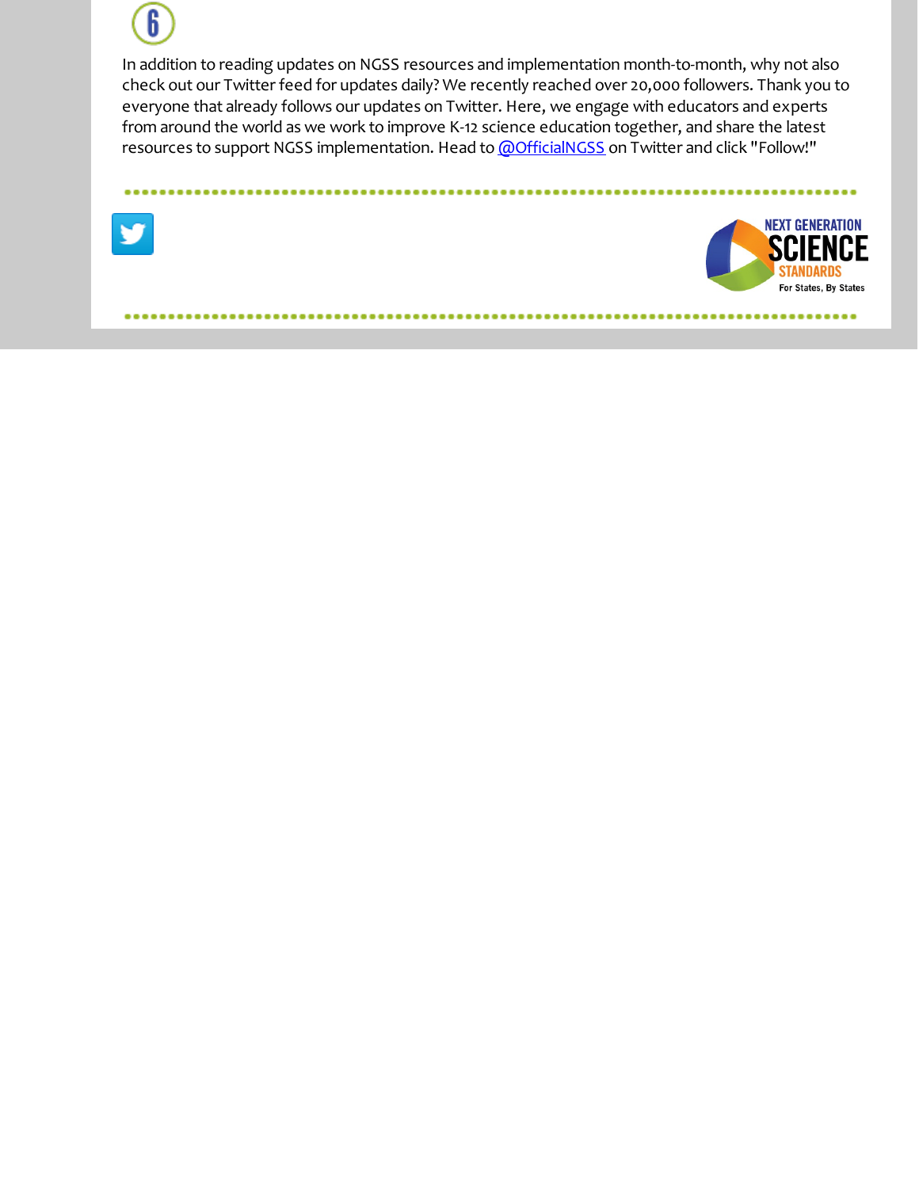6

In addition to reading updates on NGSS resources and implementation month-to-month, why not also check out our Twitter feed for updates daily? We recently reached over 20,000 followers. Thank you to everyone that already follows our updates on Twitter. Here, we engage with educators and experts from around the world as we work to improve K-12 science education together, and share the latest resources to support NGSS implementation. Head to @OfficialNGSS on Twitter and click "Follow!"

NEXT GENERATION SCIENCE STANDARDS

For States, By States